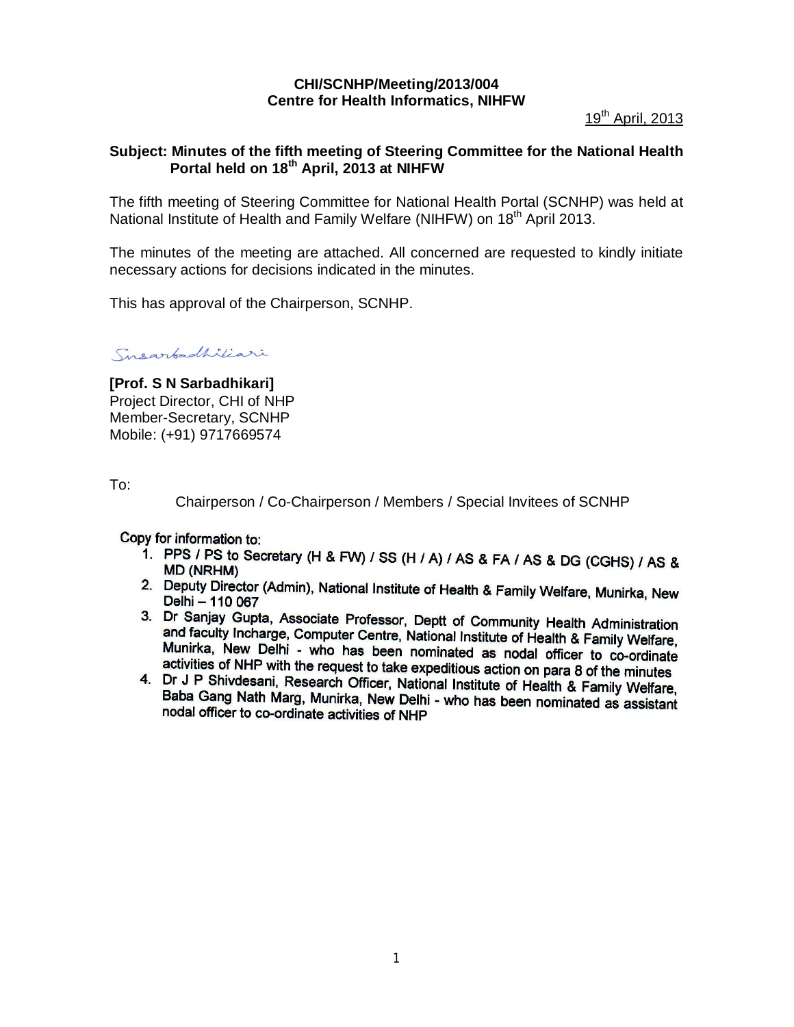**CHI/SCNHP/Meeting/2013/004**
**Centre for Health Informatics, NIHFW**

19th April, 2013

**Subject: Minutes of the fifth meeting of Steering Committee for the National Health Portal held on 18th April, 2013 at NIHFW**

The fifth meeting of Steering Committee for National Health Portal (SCNHP) was held at National Institute of Health and Family Welfare (NIHFW) on 18th April 2013.

The minutes of the meeting are attached. All concerned are requested to kindly initiate necessary actions for decisions indicated in the minutes.

This has approval of the Chairperson, SCNHP.

Snsarbadhikari

**[Prof. S N Sarbadhikari]**
Project Director, CHI of NHP
Member-Secretary, SCNHP
Mobile: (+91) 9717669574

To:

Chairperson / Co-Chairperson / Members / Special Invitees of SCNHP

Copy for information to:

1. PPS / PS to Secretary (H & FW) / SS (H / A) / AS & FA / AS & DG (CGHS) / AS & MD (NRHM)
2. Deputy Director (Admin), National Institute of Health & Family Welfare, Munirka, New Delhi – 110 067
3. Dr Sanjay Gupta, Associate Professor, Deptt of Community Health Administration and faculty Incharge, Computer Centre, National Institute of Health & Family Welfare, Munirka, New Delhi - who has been nominated as nodal officer to co-ordinate activities of NHP with the request to take expeditious action on para 8 of the minutes
4. Dr J P Shivdesani, Research Officer, National Institute of Health & Family Welfare, Baba Gang Nath Marg, Munirka, New Delhi - who has been nominated as assistant nodal officer to co-ordinate activities of NHP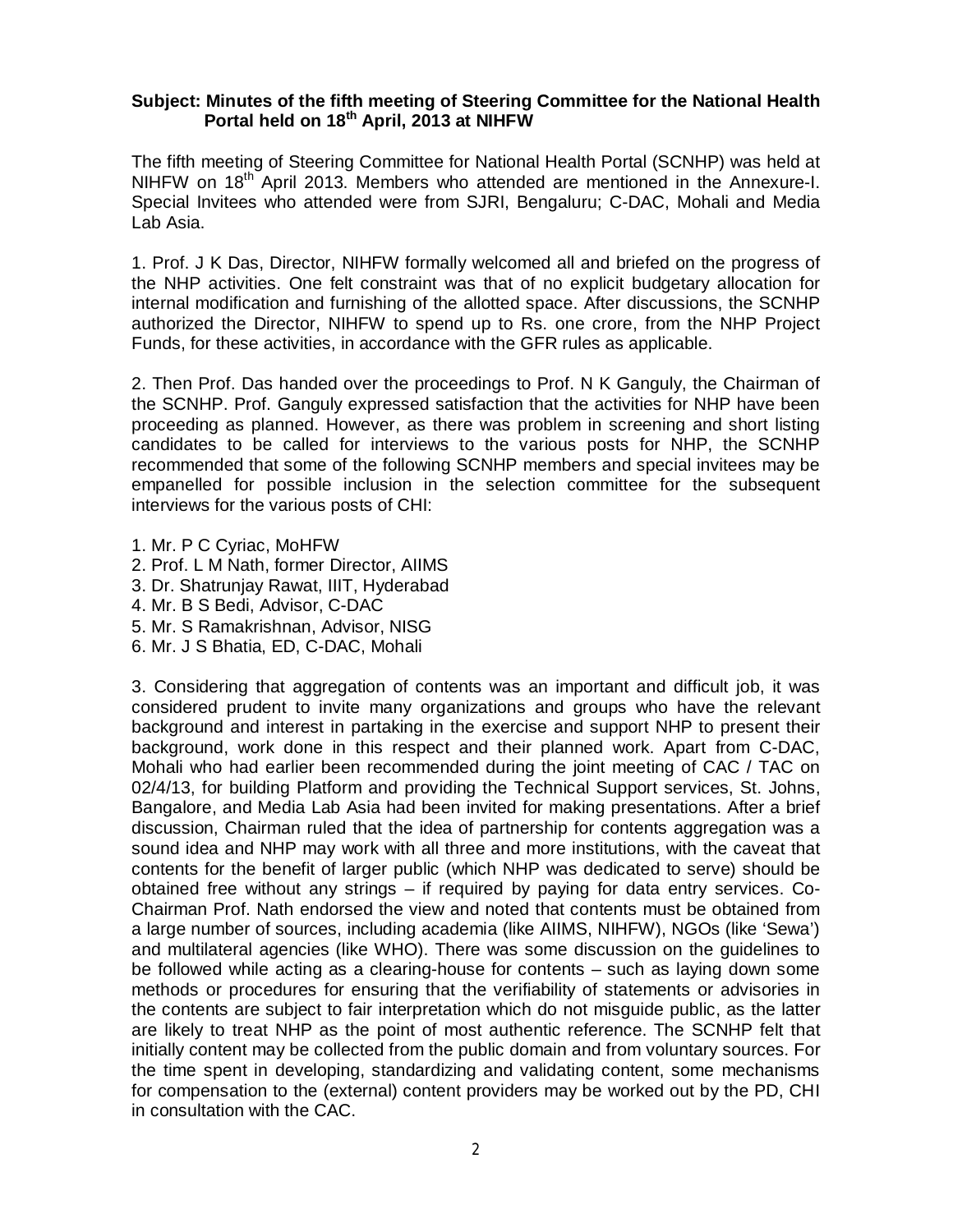**Subject: Minutes of the fifth meeting of Steering Committee for the National Health Portal held on 18th April, 2013 at NIHFW**

The fifth meeting of Steering Committee for National Health Portal (SCNHP) was held at NIHFW on 18th April 2013. Members who attended are mentioned in the Annexure-I. Special Invitees who attended were from SJRI, Bengaluru; C-DAC, Mohali and Media Lab Asia.

1. Prof. J K Das, Director, NIHFW formally welcomed all and briefed on the progress of the NHP activities. One felt constraint was that of no explicit budgetary allocation for internal modification and furnishing of the allotted space. After discussions, the SCNHP authorized the Director, NIHFW to spend up to Rs. one crore, from the NHP Project Funds, for these activities, in accordance with the GFR rules as applicable.

2. Then Prof. Das handed over the proceedings to Prof. N K Ganguly, the Chairman of the SCNHP. Prof. Ganguly expressed satisfaction that the activities for NHP have been proceeding as planned. However, as there was problem in screening and short listing candidates to be called for interviews to the various posts for NHP, the SCNHP recommended that some of the following SCNHP members and special invitees may be empanelled for possible inclusion in the selection committee for the subsequent interviews for the various posts of CHI:

1. Mr. P C Cyriac, MoHFW
2. Prof. L M Nath, former Director, AIIMS
3. Dr. Shatrunjay Rawat, IIIT, Hyderabad
4. Mr. B S Bedi, Advisor, C-DAC
5. Mr. S Ramakrishnan, Advisor, NISG
6. Mr. J S Bhatia, ED, C-DAC, Mohali

3. Considering that aggregation of contents was an important and difficult job, it was considered prudent to invite many organizations and groups who have the relevant background and interest in partaking in the exercise and support NHP to present their background, work done in this respect and their planned work. Apart from C-DAC, Mohali who had earlier been recommended during the joint meeting of CAC / TAC on 02/4/13, for building Platform and providing the Technical Support services, St. Johns, Bangalore, and Media Lab Asia had been invited for making presentations. After a brief discussion, Chairman ruled that the idea of partnership for contents aggregation was a sound idea and NHP may work with all three and more institutions, with the caveat that contents for the benefit of larger public (which NHP was dedicated to serve) should be obtained free without any strings – if required by paying for data entry services. Co-Chairman Prof. Nath endorsed the view and noted that contents must be obtained from a large number of sources, including academia (like AIIMS, NIHFW), NGOs (like 'Sewa') and multilateral agencies (like WHO). There was some discussion on the guidelines to be followed while acting as a clearing-house for contents – such as laying down some methods or procedures for ensuring that the verifiability of statements or advisories in the contents are subject to fair interpretation which do not misguide public, as the latter are likely to treat NHP as the point of most authentic reference. The SCNHP felt that initially content may be collected from the public domain and from voluntary sources. For the time spent in developing, standardizing and validating content, some mechanisms for compensation to the (external) content providers may be worked out by the PD, CHI in consultation with the CAC.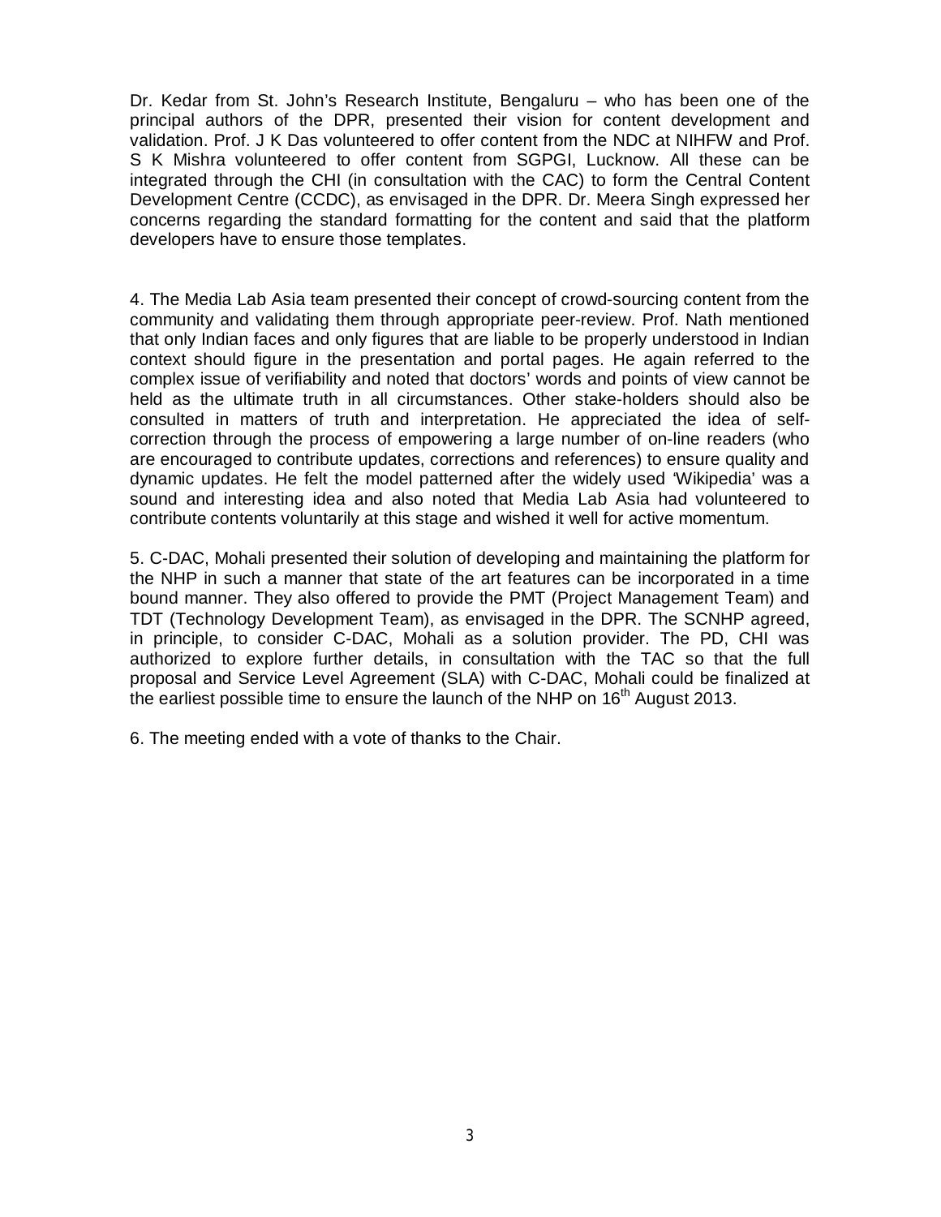Dr. Kedar from St. John's Research Institute, Bengaluru – who has been one of the principal authors of the DPR, presented their vision for content development and validation. Prof. J K Das volunteered to offer content from the NDC at NIHFW and Prof. S K Mishra volunteered to offer content from SGPGI, Lucknow. All these can be integrated through the CHI (in consultation with the CAC) to form the Central Content Development Centre (CCDC), as envisaged in the DPR. Dr. Meera Singh expressed her concerns regarding the standard formatting for the content and said that the platform developers have to ensure those templates.

4. The Media Lab Asia team presented their concept of crowd-sourcing content from the community and validating them through appropriate peer-review. Prof. Nath mentioned that only Indian faces and only figures that are liable to be properly understood in Indian context should figure in the presentation and portal pages. He again referred to the complex issue of verifiability and noted that doctors' words and points of view cannot be held as the ultimate truth in all circumstances. Other stake-holders should also be consulted in matters of truth and interpretation. He appreciated the idea of self-correction through the process of empowering a large number of on-line readers (who are encouraged to contribute updates, corrections and references) to ensure quality and dynamic updates. He felt the model patterned after the widely used 'Wikipedia' was a sound and interesting idea and also noted that Media Lab Asia had volunteered to contribute contents voluntarily at this stage and wished it well for active momentum.

5. C-DAC, Mohali presented their solution of developing and maintaining the platform for the NHP in such a manner that state of the art features can be incorporated in a time bound manner. They also offered to provide the PMT (Project Management Team) and TDT (Technology Development Team), as envisaged in the DPR. The SCNHP agreed, in principle, to consider C-DAC, Mohali as a solution provider. The PD, CHI was authorized to explore further details, in consultation with the TAC so that the full proposal and Service Level Agreement (SLA) with C-DAC, Mohali could be finalized at the earliest possible time to ensure the launch of the NHP on 16th August 2013.

6. The meeting ended with a vote of thanks to the Chair.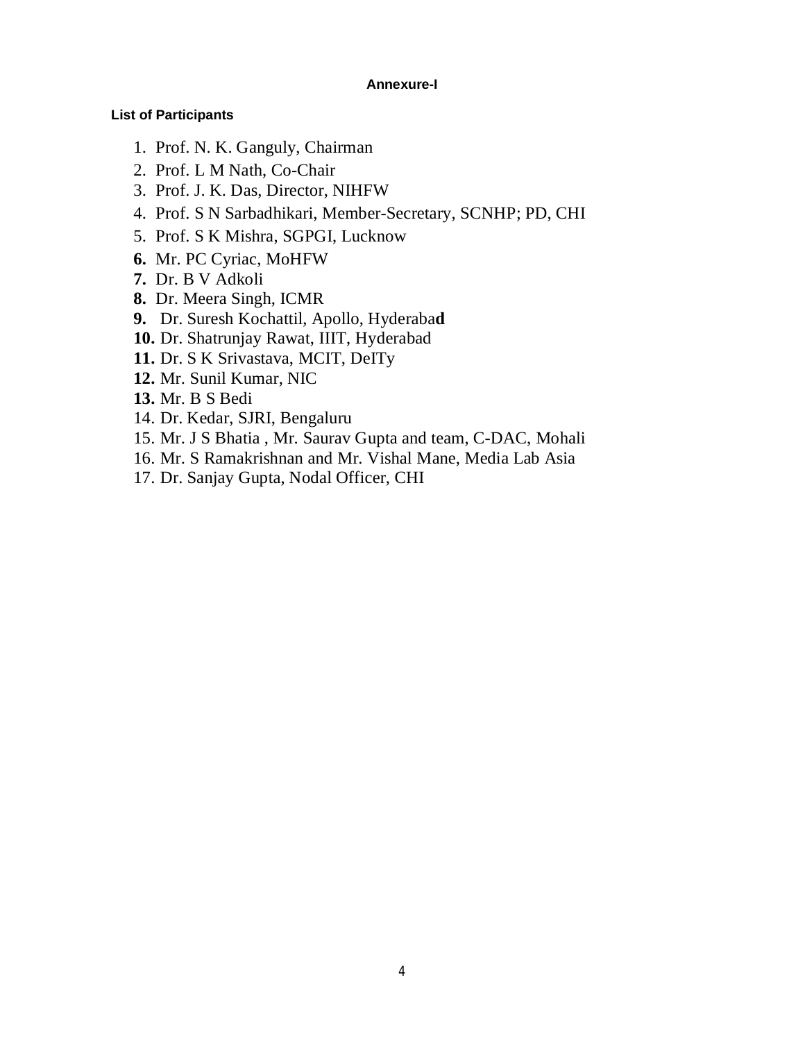**Annexure-I**

**List of Participants**

1. Prof. N. K. Ganguly, Chairman
2. Prof. L M Nath, Co-Chair
3. Prof. J. K. Das, Director, NIHFW
4. Prof. S N Sarbadhikari, Member-Secretary, SCNHP; PD, CHI
5. Prof. S K Mishra, SGPGI, Lucknow
6. Mr. PC Cyriac, MoHFW
7. Dr. B V Adkoli
8. Dr. Meera Singh, ICMR
9. Dr. Suresh Kochattil, Apollo, Hyderabad
10. Dr. Shatrunjay Rawat, IIIT, Hyderabad
11. Dr. S K Srivastava, MCIT, DeITy
12. Mr. Sunil Kumar, NIC
13. Mr. B S Bedi
14. Dr. Kedar, SJRI, Bengaluru
15. Mr. J S Bhatia , Mr. Saurav Gupta and team, C-DAC, Mohali
16. Mr. S Ramakrishnan and Mr. Vishal Mane, Media Lab Asia
17. Dr. Sanjay Gupta, Nodal Officer, CHI